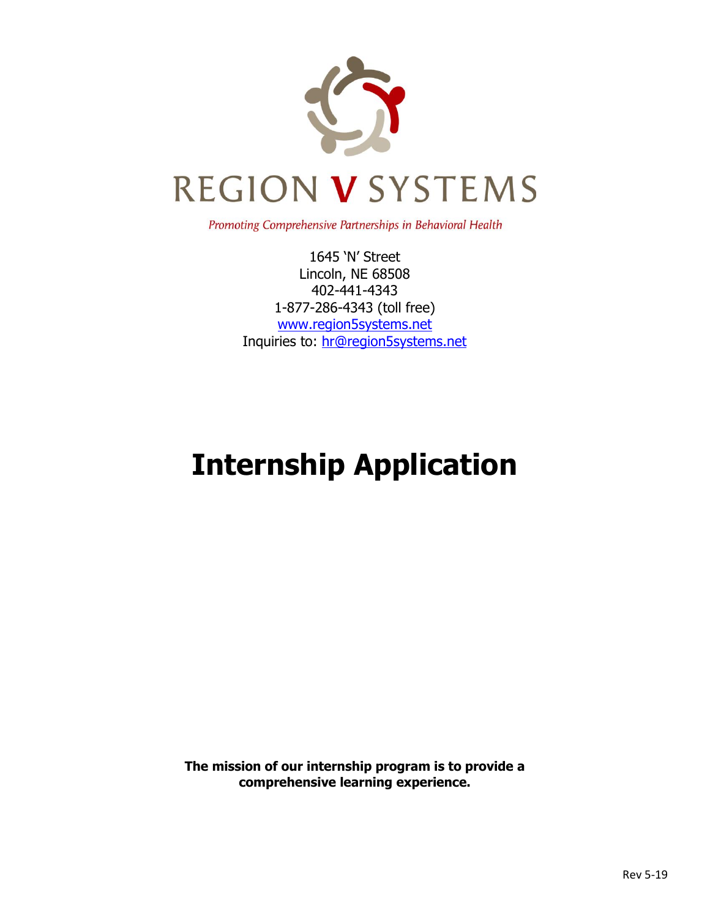# REGION V SYSTEMS

*Promoting Comprehensive Partnerships in Behavioral Health*

1645 'N' Street
Lincoln, NE 68508
402-441-4343
1-877-286-4343 (toll free)
www.region5systems.net
Inquiries to: hr@region5systems.net

# Internship Application

**The mission of our internship program is to provide a comprehensive learning experience.**

Rev 5-19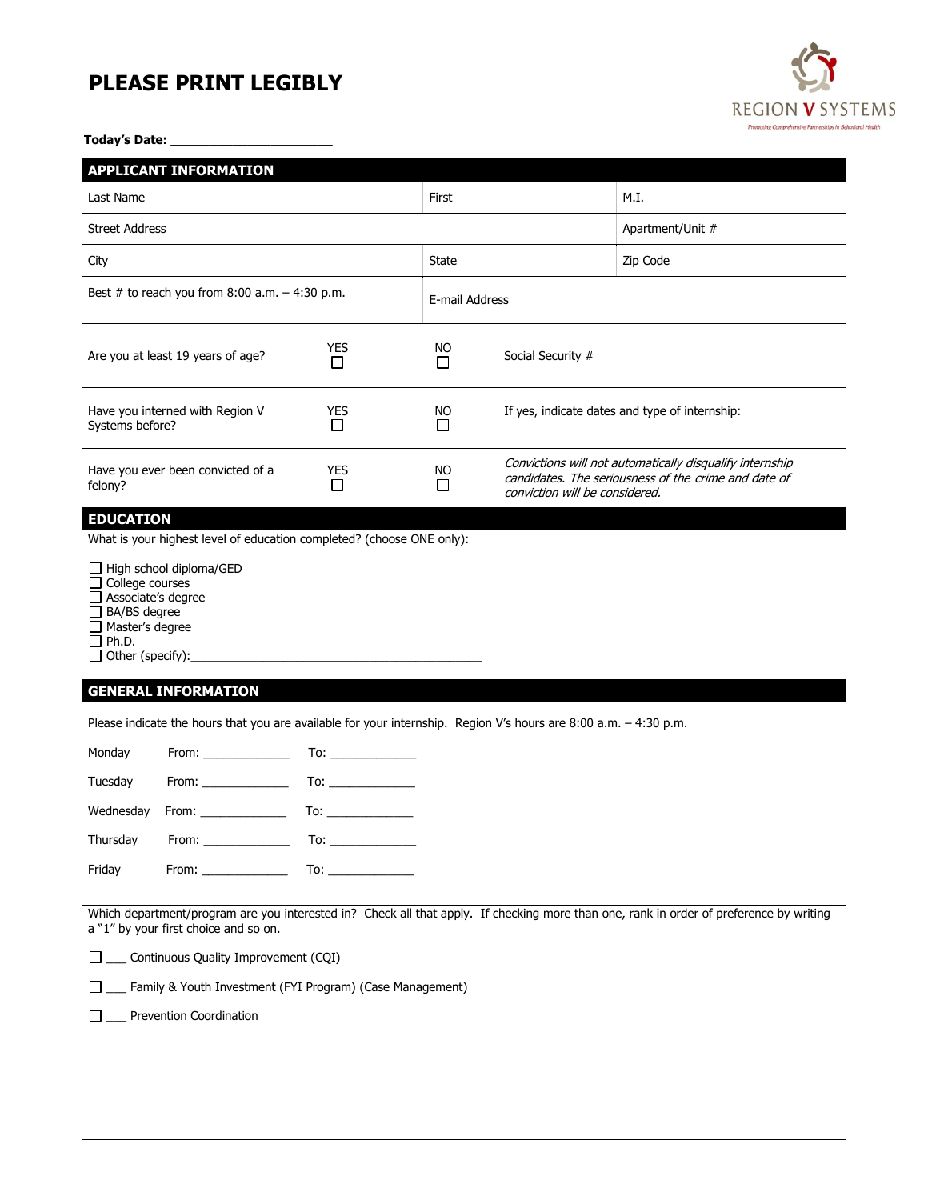# PLEASE PRINT LEGIBLY

REGION V SYSTEMS
Promoting Comprehensive Partnerships in Behavioral Health

**Today's Date:** ______________________

## APPLICANT INFORMATION

| Last Name | | First | | M.I. |
|---|---|---|---|---|
| Street Address | | | | Apartment/Unit # |
| City | | State | | Zip Code |
| Best # to reach you from 8:00 a.m. – 4:30 p.m. | | E-mail Address | | |
| Are you at least 19 years of age? | YES ☐ | NO ☐ | Social Security # | |
| Have you interned with Region V Systems before? | YES ☐ | NO ☐ | If yes, indicate dates and type of internship: | |
| Have you ever been convicted of a felony? | YES ☐ | NO ☐ | *Convictions will not automatically disqualify internship candidates. The seriousness of the crime and date of conviction will be considered.* | |

## EDUCATION

What is your highest level of education completed? (choose ONE only):

☐ High school diploma/GED
☐ College courses
☐ Associate's degree
☐ BA/BS degree
☐ Master's degree
☐ Ph.D.
☐ Other (specify):___________________________________________

## GENERAL INFORMATION

Please indicate the hours that you are available for your internship. Region V's hours are 8:00 a.m. – 4:30 p.m.

| Day | From | To |
|---|---|---|
| Monday | From: _____________ | To: _____________ |
| Tuesday | From: _____________ | To: _____________ |
| Wednesday | From: _____________ | To: _____________ |
| Thursday | From: _____________ | To: _____________ |
| Friday | From: _____________ | To: _____________ |

Which department/program are you interested in? Check all that apply. If checking more than one, rank in order of preference by writing a "1" by your first choice and so on.

☐ ___ Continuous Quality Improvement (CQI)

☐ ___ Family & Youth Investment (FYI Program) (Case Management)

☐ ___ Prevention Coordination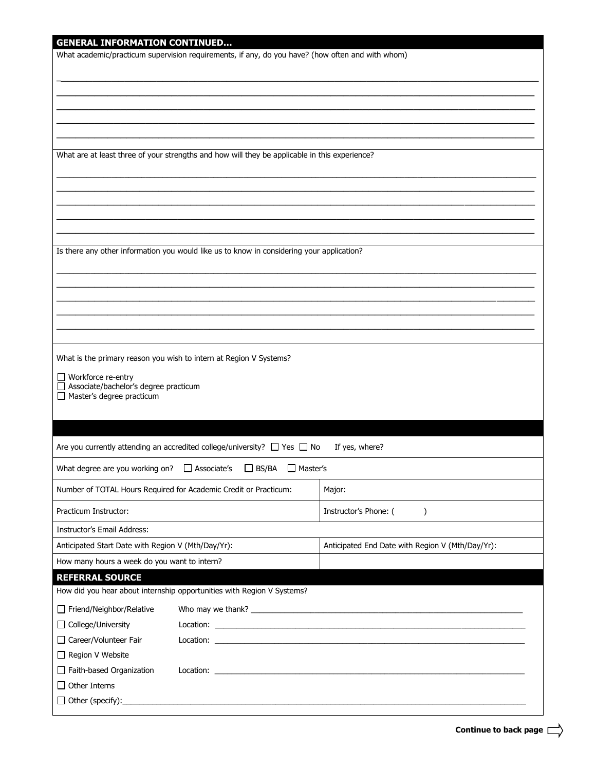## GENERAL INFORMATION CONTINUED…

What academic/practicum supervision requirements, if any, do you have? (how often and with whom)

\_\_\_\_\_\_\_\_\_\_\_\_\_\_\_\_\_\_\_\_\_\_\_\_\_\_\_\_\_\_\_\_\_\_\_\_\_\_\_\_\_\_\_\_\_\_\_\_\_\_\_\_\_\_\_\_\_\_\_\_\_\_\_\_\_\_\_\_\_\_\_\_\_\_\_\_\_\_

\_\_\_\_\_\_\_\_\_\_\_\_\_\_\_\_\_\_\_\_\_\_\_\_\_\_\_\_\_\_\_\_\_\_\_\_\_\_\_\_\_\_\_\_\_\_\_\_\_\_\_\_\_\_\_\_\_\_\_\_\_\_\_\_\_\_\_\_\_\_\_\_\_\_\_\_\_\_

\_\_\_\_\_\_\_\_\_\_\_\_\_\_\_\_\_\_\_\_\_\_\_\_\_\_\_\_\_\_\_\_\_\_\_\_\_\_\_\_\_\_\_\_\_\_\_\_\_\_\_\_\_\_\_\_\_\_\_\_\_\_\_\_\_\_\_\_\_\_\_\_\_\_\_\_\_\_

\_\_\_\_\_\_\_\_\_\_\_\_\_\_\_\_\_\_\_\_\_\_\_\_\_\_\_\_\_\_\_\_\_\_\_\_\_\_\_\_\_\_\_\_\_\_\_\_\_\_\_\_\_\_\_\_\_\_\_\_\_\_\_\_\_\_\_\_\_\_\_\_\_\_\_\_\_\_

\_\_\_\_\_\_\_\_\_\_\_\_\_\_\_\_\_\_\_\_\_\_\_\_\_\_\_\_\_\_\_\_\_\_\_\_\_\_\_\_\_\_\_\_\_\_\_\_\_\_\_\_\_\_\_\_\_\_\_\_\_\_\_\_\_\_\_\_\_\_\_\_\_\_\_\_\_\_

What are at least three of your strengths and how will they be applicable in this experience?

\_\_\_\_\_\_\_\_\_\_\_\_\_\_\_\_\_\_\_\_\_\_\_\_\_\_\_\_\_\_\_\_\_\_\_\_\_\_\_\_\_\_\_\_\_\_\_\_\_\_\_\_\_\_\_\_\_\_\_\_\_\_\_\_\_\_\_\_\_\_\_\_\_\_\_\_\_\_

\_\_\_\_\_\_\_\_\_\_\_\_\_\_\_\_\_\_\_\_\_\_\_\_\_\_\_\_\_\_\_\_\_\_\_\_\_\_\_\_\_\_\_\_\_\_\_\_\_\_\_\_\_\_\_\_\_\_\_\_\_\_\_\_\_\_\_\_\_\_\_\_\_\_\_\_\_\_

\_\_\_\_\_\_\_\_\_\_\_\_\_\_\_\_\_\_\_\_\_\_\_\_\_\_\_\_\_\_\_\_\_\_\_\_\_\_\_\_\_\_\_\_\_\_\_\_\_\_\_\_\_\_\_\_\_\_\_\_\_\_\_\_\_\_\_\_\_\_\_\_\_\_\_\_\_\_

\_\_\_\_\_\_\_\_\_\_\_\_\_\_\_\_\_\_\_\_\_\_\_\_\_\_\_\_\_\_\_\_\_\_\_\_\_\_\_\_\_\_\_\_\_\_\_\_\_\_\_\_\_\_\_\_\_\_\_\_\_\_\_\_\_\_\_\_\_\_\_\_\_\_\_\_\_\_

\_\_\_\_\_\_\_\_\_\_\_\_\_\_\_\_\_\_\_\_\_\_\_\_\_\_\_\_\_\_\_\_\_\_\_\_\_\_\_\_\_\_\_\_\_\_\_\_\_\_\_\_\_\_\_\_\_\_\_\_\_\_\_\_\_\_\_\_\_\_\_\_\_\_\_\_\_\_

Is there any other information you would like us to know in considering your application?

\_\_\_\_\_\_\_\_\_\_\_\_\_\_\_\_\_\_\_\_\_\_\_\_\_\_\_\_\_\_\_\_\_\_\_\_\_\_\_\_\_\_\_\_\_\_\_\_\_\_\_\_\_\_\_\_\_\_\_\_\_\_\_\_\_\_\_\_\_\_\_\_\_\_\_\_\_\_

\_\_\_\_\_\_\_\_\_\_\_\_\_\_\_\_\_\_\_\_\_\_\_\_\_\_\_\_\_\_\_\_\_\_\_\_\_\_\_\_\_\_\_\_\_\_\_\_\_\_\_\_\_\_\_\_\_\_\_\_\_\_\_\_\_\_\_\_\_\_\_\_\_\_\_\_\_\_

\_\_\_\_\_\_\_\_\_\_\_\_\_\_\_\_\_\_\_\_\_\_\_\_\_\_\_\_\_\_\_\_\_\_\_\_\_\_\_\_\_\_\_\_\_\_\_\_\_\_\_\_\_\_\_\_\_\_\_\_\_\_\_\_\_\_\_\_\_\_\_\_\_\_\_\_\_\_

\_\_\_\_\_\_\_\_\_\_\_\_\_\_\_\_\_\_\_\_\_\_\_\_\_\_\_\_\_\_\_\_\_\_\_\_\_\_\_\_\_\_\_\_\_\_\_\_\_\_\_\_\_\_\_\_\_\_\_\_\_\_\_\_\_\_\_\_\_\_\_\_\_\_\_\_\_\_

\_\_\_\_\_\_\_\_\_\_\_\_\_\_\_\_\_\_\_\_\_\_\_\_\_\_\_\_\_\_\_\_\_\_\_\_\_\_\_\_\_\_\_\_\_\_\_\_\_\_\_\_\_\_\_\_\_\_\_\_\_\_\_\_\_\_\_\_\_\_\_\_\_\_\_\_\_\_

What is the primary reason you wish to intern at Region V Systems?

- ☐ Workforce re-entry
- ☐ Associate/bachelor's degree practicum
- ☐ Master's degree practicum

| | |
|---|---|
| Are you currently attending an accredited college/university? ☐ Yes ☐ No If yes, where? | |
| What degree are you working on? ☐ Associate's ☐ BS/BA ☐ Master's | |
| Number of TOTAL Hours Required for Academic Credit or Practicum: | Major: |
| Practicum Instructor: | Instructor's Phone: ( ) |
| Instructor's Email Address: | |
| Anticipated Start Date with Region V (Mth/Day/Yr): | Anticipated End Date with Region V (Mth/Day/Yr): |
| How many hours a week do you want to intern? | |

## REFERRAL SOURCE

How did you hear about internship opportunities with Region V Systems?

- ☐ Friend/Neighbor/Relative   Who may we thank? \_\_\_\_\_\_\_\_\_\_\_\_\_\_\_\_\_\_\_\_\_\_\_\_\_\_\_\_\_\_\_\_\_\_\_\_\_\_\_\_
- ☐ College/University   Location: \_\_\_\_\_\_\_\_\_\_\_\_\_\_\_\_\_\_\_\_\_\_\_\_\_\_\_\_\_\_\_\_\_\_\_\_\_\_\_\_\_\_\_\_
- ☐ Career/Volunteer Fair   Location: \_\_\_\_\_\_\_\_\_\_\_\_\_\_\_\_\_\_\_\_\_\_\_\_\_\_\_\_\_\_\_\_\_\_\_\_\_\_\_\_\_\_\_\_
- ☐ Region V Website
- ☐ Faith-based Organization   Location: \_\_\_\_\_\_\_\_\_\_\_\_\_\_\_\_\_\_\_\_\_\_\_\_\_\_\_\_\_\_\_\_\_\_\_\_\_\_\_\_\_\_\_\_
- ☐ Other Interns
- ☐ Other (specify):\_\_\_\_\_\_\_\_\_\_\_\_\_\_\_\_\_\_\_\_\_\_\_\_\_\_\_\_\_\_\_\_\_\_\_\_\_\_\_\_\_\_\_\_\_\_\_\_\_\_\_\_\_\_\_\_\_\_

**Continue to back page** ⇨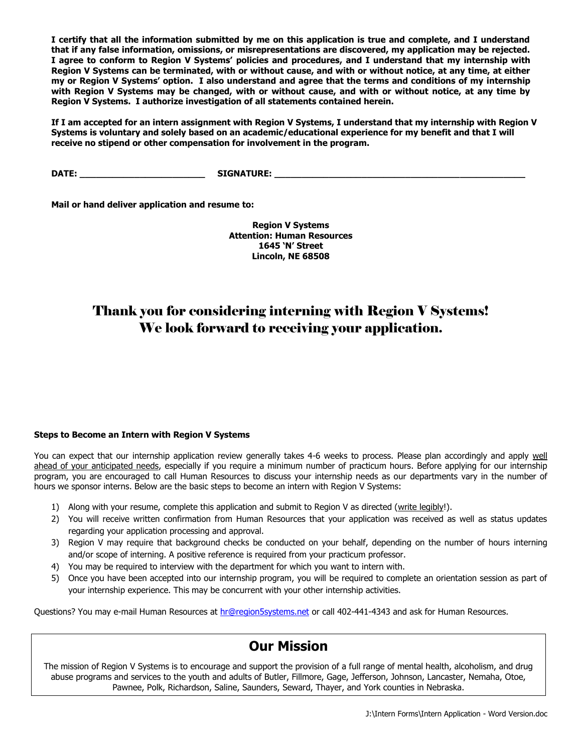**I certify that all the information submitted by me on this application is true and complete, and I understand that if any false information, omissions, or misrepresentations are discovered, my application may be rejected. I agree to conform to Region V Systems' policies and procedures, and I understand that my internship with Region V Systems can be terminated, with or without cause, and with or without notice, at any time, at either my or Region V Systems' option. I also understand and agree that the terms and conditions of my internship with Region V Systems may be changed, with or without cause, and with or without notice, at any time by Region V Systems. I authorize investigation of all statements contained herein.**

**If I am accepted for an intern assignment with Region V Systems, I understand that my internship with Region V Systems is voluntary and solely based on an academic/educational experience for my benefit and that I will receive no stipend or other compensation for involvement in the program.**

**DATE: \_\_\_\_\_\_\_\_\_\_\_\_\_\_\_\_\_\_\_\_\_\_\_\_\_ SIGNATURE: \_\_\_\_\_\_\_\_\_\_\_\_\_\_\_\_\_\_\_\_\_\_\_\_\_\_\_\_\_\_\_\_\_\_\_\_\_\_\_\_\_\_\_\_\_\_\_\_\_\_\_**

**Mail or hand deliver application and resume to:**

**Region V Systems**
**Attention: Human Resources**
**1645 'N' Street**
**Lincoln, NE 68508**

# Thank you for considering interning with Region V Systems! We look forward to receiving your application.

**Steps to Become an Intern with Region V Systems**

You can expect that our internship application review generally takes 4-6 weeks to process. Please plan accordingly and apply well ahead of your anticipated needs, especially if you require a minimum number of practicum hours. Before applying for our internship program, you are encouraged to call Human Resources to discuss your internship needs as our departments vary in the number of hours we sponsor interns. Below are the basic steps to become an intern with Region V Systems:

1) Along with your resume, complete this application and submit to Region V as directed (write legibly!).
2) You will receive written confirmation from Human Resources that your application was received as well as status updates regarding your application processing and approval.
3) Region V may require that background checks be conducted on your behalf, depending on the number of hours interning and/or scope of interning. A positive reference is required from your practicum professor.
4) You may be required to interview with the department for which you want to intern with.
5) Once you have been accepted into our internship program, you will be required to complete an orientation session as part of your internship experience. This may be concurrent with your other internship activities.

Questions? You may e-mail Human Resources at hr@region5systems.net or call 402-441-4343 and ask for Human Resources.

## Our Mission

The mission of Region V Systems is to encourage and support the provision of a full range of mental health, alcoholism, and drug abuse programs and services to the youth and adults of Butler, Fillmore, Gage, Jefferson, Johnson, Lancaster, Nemaha, Otoe, Pawnee, Polk, Richardson, Saline, Saunders, Seward, Thayer, and York counties in Nebraska.

J:\Intern Forms\Intern Application - Word Version.doc